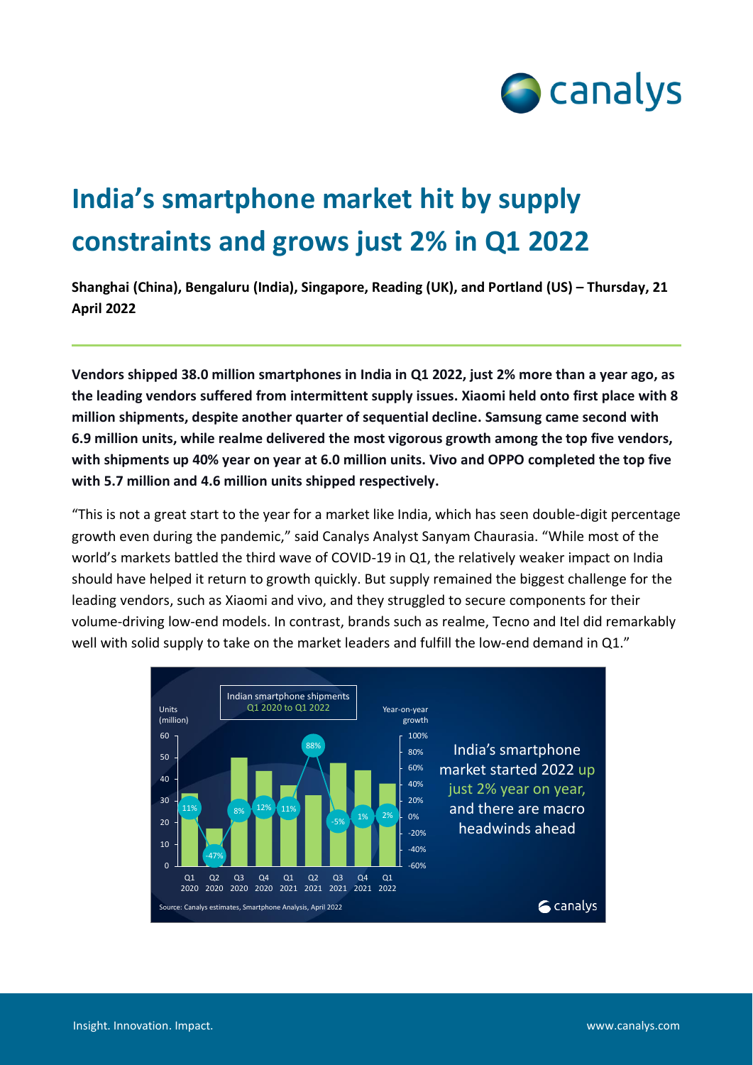# India's smartphone market hit by supply constraints and grows just 2% in Q1 2022

**Shanghai (China), Bengaluru (India), Singapore, Reading (UK), and Portland (US) – Thursday, 21 April 2022**

**Vendors shipped 38.0 million smartphones in India in Q1 2022, just 2% more than a year ago, as the leading vendors suffered from intermittent supply issues. Xiaomi held onto first place with 8 million shipments, despite another quarter of sequential decline. Samsung came second with 6.9 million units, while realme delivered the most vigorous growth among the top five vendors, with shipments up 40% year on year at 6.0 million units. Vivo and OPPO completed the top five with 5.7 million and 4.6 million units shipped respectively.**

"This is not a great start to the year for a market like India, which has seen double-digit percentage growth even during the pandemic," said Canalys Analyst Sanyam Chaurasia. "While most of the world's markets battled the third wave of COVID-19 in Q1, the relatively weaker impact on India should have helped it return to growth quickly. But supply remained the biggest challenge for the leading vendors, such as Xiaomi and vivo, and they struggled to secure components for their volume-driving low-end models. In contrast, brands such as realme, Tecno and Itel did remarkably well with solid supply to take on the market leaders and fulfill the low-end demand in Q1."

Indian smartphone shipments Q1 2020 to Q1 2022

| Quarter | Year-on-year growth |
|---|---|
| Q1 2020 | 11% |
| Q2 2020 | -47% |
| Q3 2020 | 8% |
| Q4 2020 | 12% |
| Q1 2021 | 11% |
| Q2 2021 | 88% |
| Q3 2021 | -5% |
| Q4 2021 | 1% |
| Q1 2022 | 2% |

India's smartphone market started 2022 up just 2% year on year, and there are macro headwinds ahead

Source: Canalys estimates, Smartphone Analysis, April 2022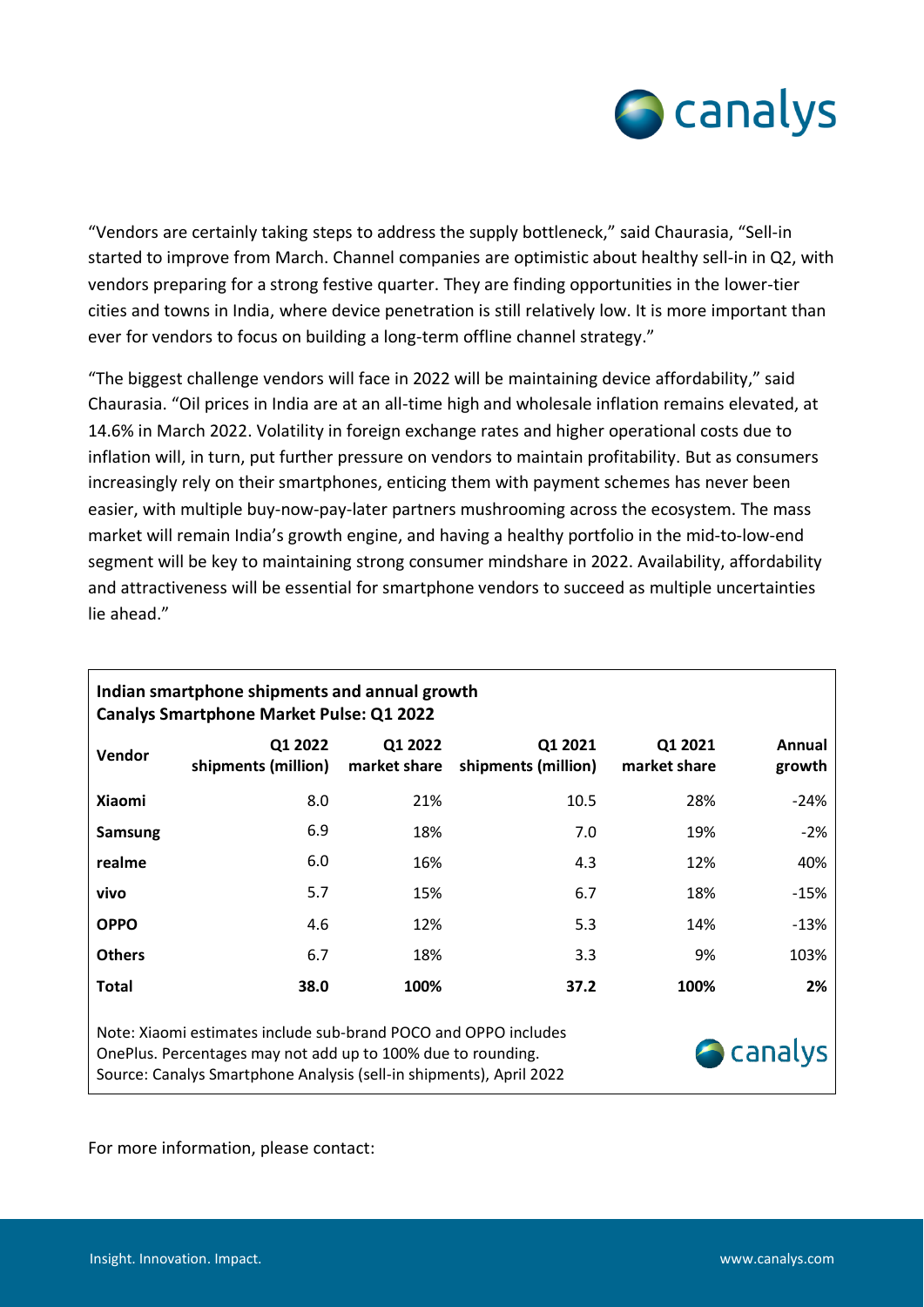"Vendors are certainly taking steps to address the supply bottleneck," said Chaurasia, "Sell-in started to improve from March. Channel companies are optimistic about healthy sell-in in Q2, with vendors preparing for a strong festive quarter. They are finding opportunities in the lower-tier cities and towns in India, where device penetration is still relatively low. It is more important than ever for vendors to focus on building a long-term offline channel strategy."

"The biggest challenge vendors will face in 2022 will be maintaining device affordability," said Chaurasia. "Oil prices in India are at an all-time high and wholesale inflation remains elevated, at 14.6% in March 2022. Volatility in foreign exchange rates and higher operational costs due to inflation will, in turn, put further pressure on vendors to maintain profitability. But as consumers increasingly rely on their smartphones, enticing them with payment schemes has never been easier, with multiple buy-now-pay-later partners mushrooming across the ecosystem. The mass market will remain India's growth engine, and having a healthy portfolio in the mid-to-low-end segment will be key to maintaining strong consumer mindshare in 2022. Availability, affordability and attractiveness will be essential for smartphone vendors to succeed as multiple uncertainties lie ahead."

**Indian smartphone shipments and annual growth**
**Canalys Smartphone Market Pulse: Q1 2022**

| Vendor | Q1 2022 shipments (million) | Q1 2022 market share | Q1 2021 shipments (million) | Q1 2021 market share | Annual growth |
|---|---|---|---|---|---|
| **Xiaomi** | 8.0 | 21% | 10.5 | 28% | -24% |
| **Samsung** | 6.9 | 18% | 7.0 | 19% | -2% |
| **realme** | 6.0 | 16% | 4.3 | 12% | 40% |
| **vivo** | 5.7 | 15% | 6.7 | 18% | -15% |
| **OPPO** | 4.6 | 12% | 5.3 | 14% | -13% |
| **Others** | 6.7 | 18% | 3.3 | 9% | 103% |
| **Total** | **38.0** | **100%** | **37.2** | **100%** | **2%** |

Note: Xiaomi estimates include sub-brand POCO and OPPO includes OnePlus. Percentages may not add up to 100% due to rounding.
Source: Canalys Smartphone Analysis (sell-in shipments), April 2022

For more information, please contact: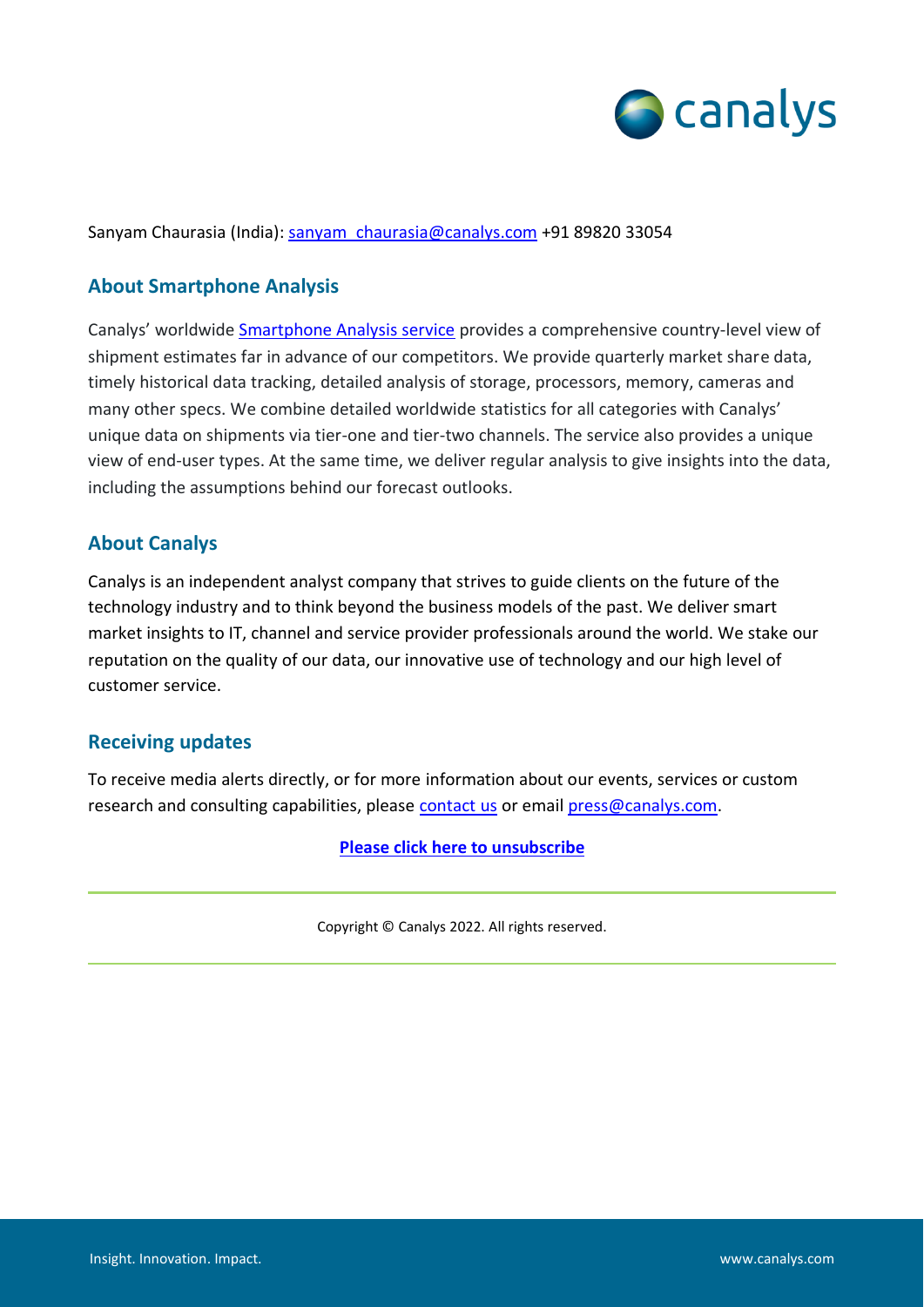Sanyam Chaurasia (India): sanyam_chaurasia@canalys.com +91 89820 33054

## About Smartphone Analysis

Canalys' worldwide Smartphone Analysis service provides a comprehensive country-level view of shipment estimates far in advance of our competitors. We provide quarterly market share data, timely historical data tracking, detailed analysis of storage, processors, memory, cameras and many other specs. We combine detailed worldwide statistics for all categories with Canalys' unique data on shipments via tier-one and tier-two channels. The service also provides a unique view of end-user types. At the same time, we deliver regular analysis to give insights into the data, including the assumptions behind our forecast outlooks.

## About Canalys

Canalys is an independent analyst company that strives to guide clients on the future of the technology industry and to think beyond the business models of the past. We deliver smart market insights to IT, channel and service provider professionals around the world. We stake our reputation on the quality of our data, our innovative use of technology and our high level of customer service.

## Receiving updates

To receive media alerts directly, or for more information about our events, services or custom research and consulting capabilities, please contact us or email press@canalys.com.

**Please click here to unsubscribe**

Copyright © Canalys 2022. All rights reserved.